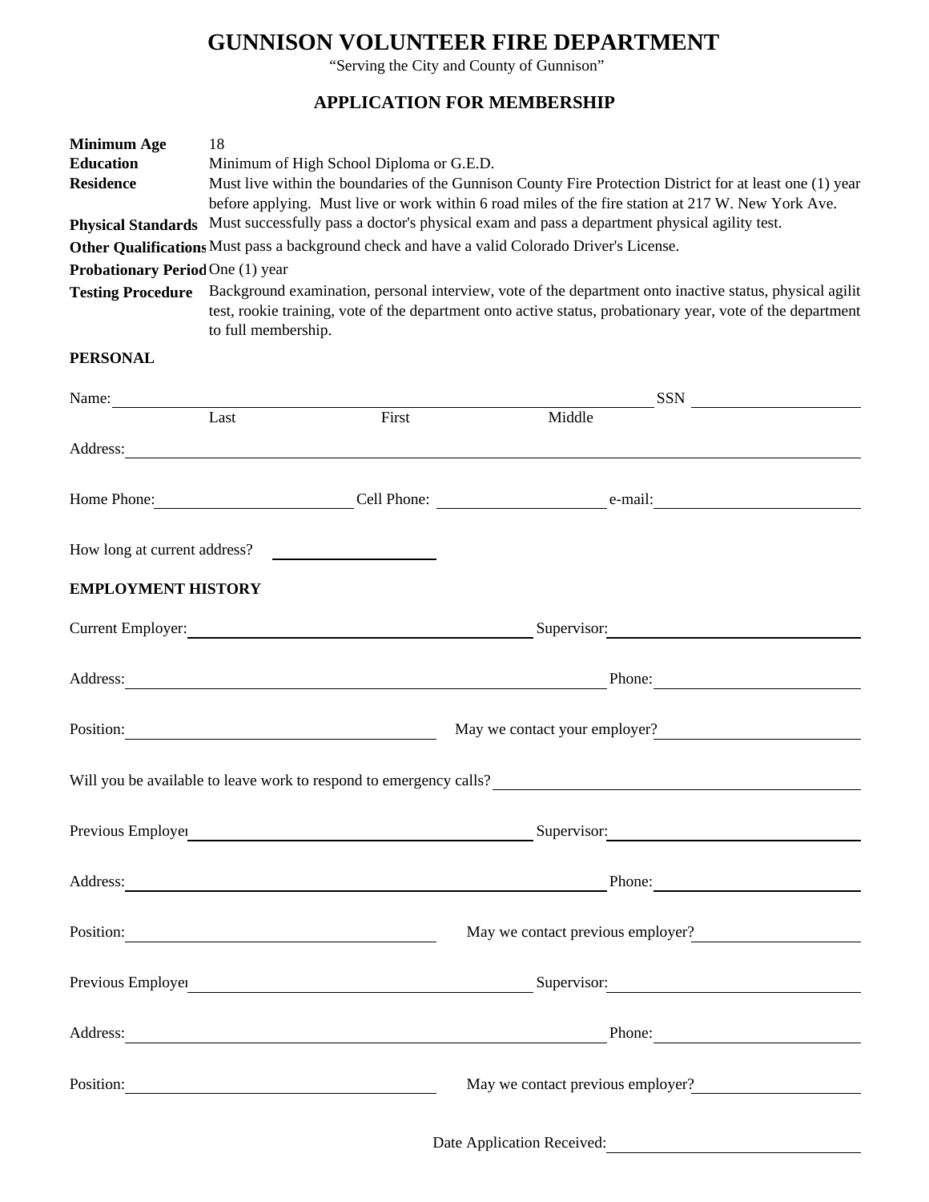# GUNNISON VOLUNTEER FIRE DEPARTMENT

"Serving the City and County of Gunnison"

## APPLICATION FOR MEMBERSHIP

| | |
|---|---|
| **Minimum Age** | 18 |
| **Education** | Minimum of High School Diploma or G.E.D. |
| **Residence** | Must live within the boundaries of the Gunnison County Fire Protection District for at least one (1) year before applying. Must live or work within 6 road miles of the fire station at 217 W. New York Ave. |
| **Physical Standards** | Must successfully pass a doctor's physical exam and pass a department physical agility test. |
| **Other Qualifications** | Must pass a background check and have a valid Colorado Driver's License. |
| **Probationary Period** | One (1) year |
| **Testing Procedure** | Background examination, personal interview, vote of the department onto inactive status, physical agilit test, rookie training, vote of the department onto active status, probationary year, vote of the department to full membership. |

**PERSONAL**

Name: ______________________________________________ SSN ______________

Last First Middle

Address: ______________________________________________

Home Phone: ______________ Cell Phone: ______________ e-mail: ______________

How long at current address? ______________

**EMPLOYMENT HISTORY**

Current Employer: ______________________ Supervisor: ______________________

Address: ______________________________ Phone: ______________

Position: ______________________ May we contact your employer? ______________

Will you be available to leave work to respond to emergency calls? ______________________

Previous Employer ______________________ Supervisor: ______________________

Address: ______________________________ Phone: ______________

Position: ______________________ May we contact previous employer? ______________

Previous Employer ______________________ Supervisor: ______________________

Address: ______________________________ Phone: ______________

Position: ______________________ May we contact previous employer? ______________

Date Application Received: ______________________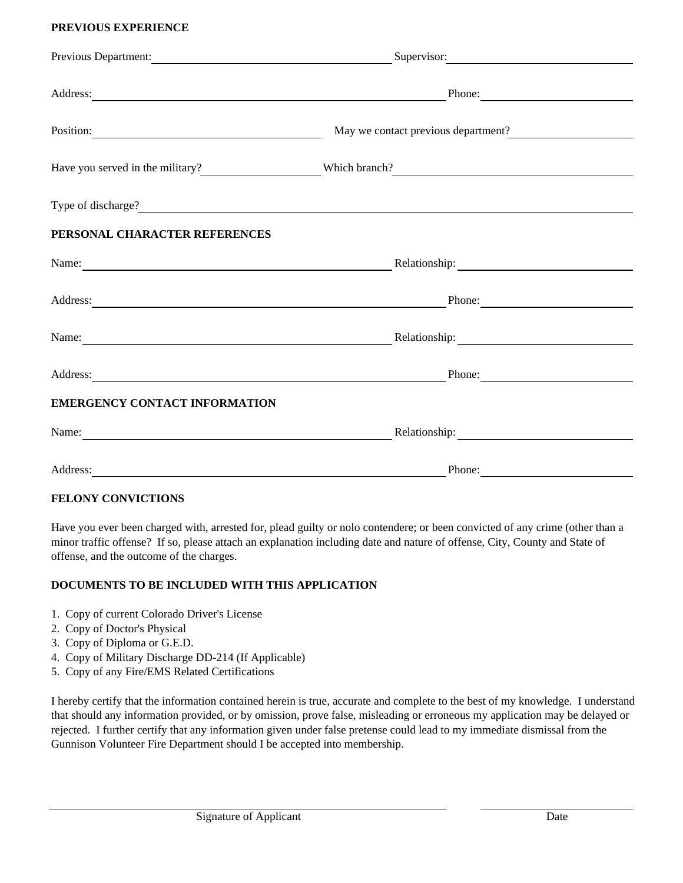**PREVIOUS EXPERIENCE**

Previous Department: \_\_\_\_\_\_\_\_\_\_\_\_\_\_\_\_\_\_\_\_ Supervisor: \_\_\_\_\_\_\_\_\_\_\_\_\_\_\_\_\_\_\_\_

Address: \_\_\_\_\_\_\_\_\_\_\_\_\_\_\_\_\_\_\_\_ Phone: \_\_\_\_\_\_\_\_\_\_\_\_\_\_\_\_\_\_\_\_

Position: \_\_\_\_\_\_\_\_\_\_\_\_\_\_\_\_\_\_\_\_ May we contact previous department? \_\_\_\_\_\_\_\_\_\_\_\_\_\_\_\_\_\_\_\_

Have you served in the military? \_\_\_\_\_\_\_\_\_\_\_\_\_\_\_\_\_\_\_\_ Which branch? \_\_\_\_\_\_\_\_\_\_\_\_\_\_\_\_\_\_\_\_

Type of discharge? \_\_\_\_\_\_\_\_\_\_\_\_\_\_\_\_\_\_\_\_

**PERSONAL CHARACTER REFERENCES**

Name: \_\_\_\_\_\_\_\_\_\_\_\_\_\_\_\_\_\_\_\_ Relationship: \_\_\_\_\_\_\_\_\_\_\_\_\_\_\_\_\_\_\_\_

Address: \_\_\_\_\_\_\_\_\_\_\_\_\_\_\_\_\_\_\_\_ Phone: \_\_\_\_\_\_\_\_\_\_\_\_\_\_\_\_\_\_\_\_

Name: \_\_\_\_\_\_\_\_\_\_\_\_\_\_\_\_\_\_\_\_ Relationship: \_\_\_\_\_\_\_\_\_\_\_\_\_\_\_\_\_\_\_\_

Address: \_\_\_\_\_\_\_\_\_\_\_\_\_\_\_\_\_\_\_\_ Phone: \_\_\_\_\_\_\_\_\_\_\_\_\_\_\_\_\_\_\_\_

**EMERGENCY CONTACT INFORMATION**

Name: \_\_\_\_\_\_\_\_\_\_\_\_\_\_\_\_\_\_\_\_ Relationship: \_\_\_\_\_\_\_\_\_\_\_\_\_\_\_\_\_\_\_\_

Address: \_\_\_\_\_\_\_\_\_\_\_\_\_\_\_\_\_\_\_\_ Phone: \_\_\_\_\_\_\_\_\_\_\_\_\_\_\_\_\_\_\_\_

**FELONY CONVICTIONS**

Have you ever been charged with, arrested for, plead guilty or nolo contendere; or been convicted of any crime (other than a minor traffic offense? If so, please attach an explanation including date and nature of offense, City, County and State of offense, and the outcome of the charges.

**DOCUMENTS TO BE INCLUDED WITH THIS APPLICATION**

1. Copy of current Colorado Driver's License
2. Copy of Doctor's Physical
3. Copy of Diploma or G.E.D.
4. Copy of Military Discharge DD-214 (If Applicable)
5. Copy of any Fire/EMS Related Certifications

I hereby certify that the information contained herein is true, accurate and complete to the best of my knowledge. I understand that should any information provided, or by omission, prove false, misleading or erroneous my application may be delayed or rejected. I further certify that any information given under false pretense could lead to my immediate dismissal from the Gunnison Volunteer Fire Department should I be accepted into membership.

\_\_\_\_\_\_\_\_\_\_\_\_\_\_\_\_\_\_\_\_\_\_\_\_\_\_\_\_\_\_ \_\_\_\_\_\_\_\_\_\_\_\_\_\_\_\_\_\_\_\_

Signature of Applicant Date